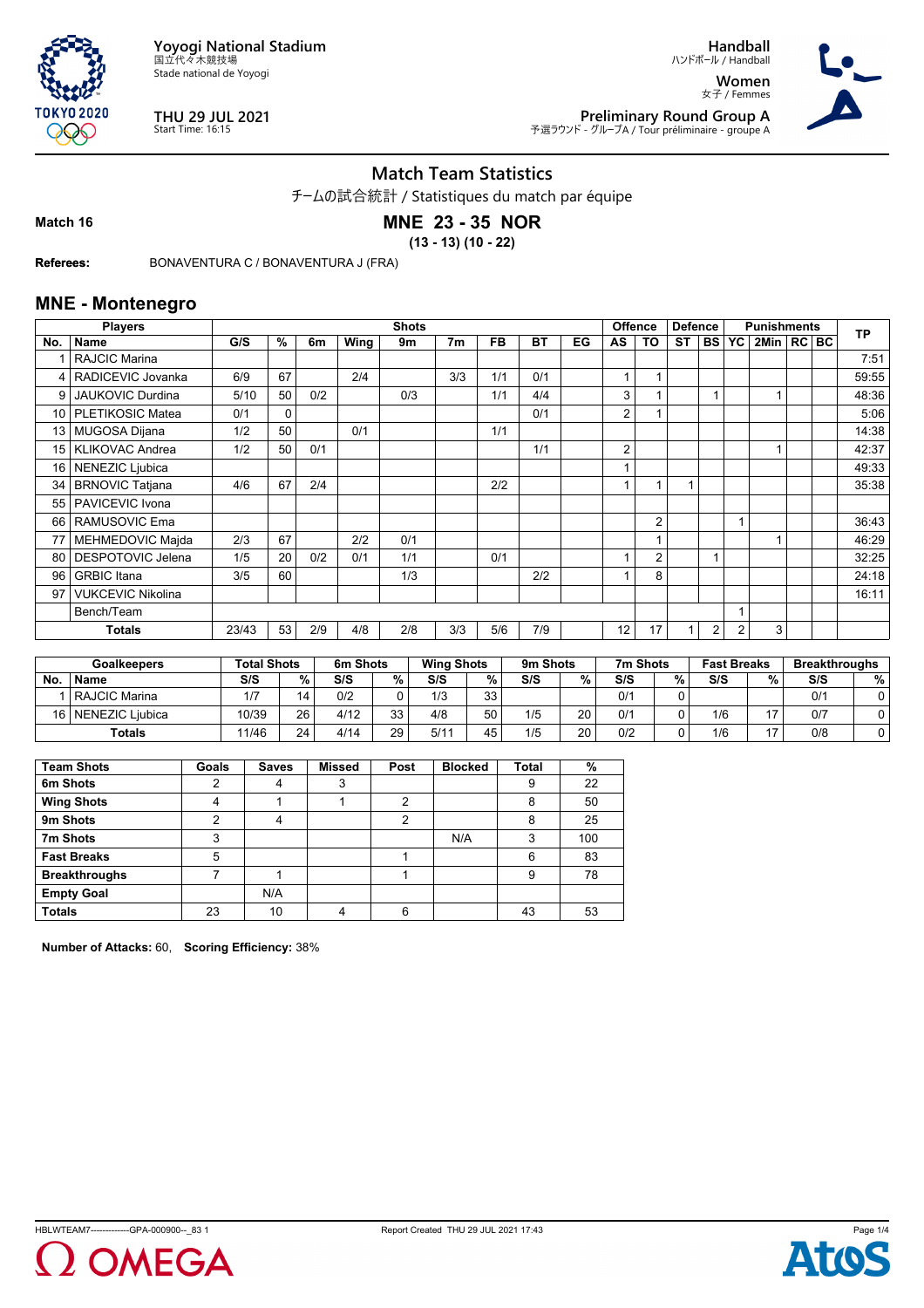Yogyi National Stadium
国立代々木競技場
Stade national de Yoyogi

THU 29 JUL 2021
Start Time: 16:15

Handball
ハンドボール / Handball
Women
女子 / Femmes
Preliminary Round Group A
予選ラウンド - グループA / Tour préliminaire - groupe A

# Match Team Statistics

チームの試合統計 / Statistiques du match par équipe

**Match 16**

## MNE 23 - 35 NOR

**(13 - 13) (10 - 22)**

**Referees:** BONAVENTURA C / BONAVENTURA J (FRA)

## MNE - Montenegro

| Players | | Shots | | | | | | | | | Offence | | Defence | | Punishments | | | | TP |
|---|---|---|---|---|---|---|---|---|---|---|---|---|---|---|---|---|---|---|---|
| No. | Name | G/S | % | 6m | Wing | 9m | 7m | FB | BT | EG | AS | TO | ST | BS | YC | 2Min | RC | BC | |
| 1 | RAJCIC Marina | | | | | | | | | | | | | | | | | | 7:51 |
| 4 | RADICEVIC Jovanka | 6/9 | 67 | | 2/4 | | 3/3 | 1/1 | 0/1 | | 1 | 1 | | | | | | | 59:55 |
| 9 | JAUKOVIC Durdina | 5/10 | 50 | 0/2 | | 0/3 | | 1/1 | 4/4 | | 3 | 1 | | 1 | | 1 | | | 48:36 |
| 10 | PLETIKOSIC Matea | 0/1 | 0 | | | | | | 0/1 | | 2 | 1 | | | | | | | 5:06 |
| 13 | MUGOSA Dijana | 1/2 | 50 | | 0/1 | | | 1/1 | | | | | | | | | | | 14:38 |
| 15 | KLIKOVAC Andrea | 1/2 | 50 | 0/1 | | | | | 1/1 | | 2 | | | | | 1 | | | 42:37 |
| 16 | NENEZIC Ljubica | | | | | | | | | | 1 | | | | | | | | 49:33 |
| 34 | BRNOVIC Tatjana | 4/6 | 67 | 2/4 | | | | 2/2 | | | 1 | 1 | 1 | | | | | | 35:38 |
| 55 | PAVICEVIC Ivona | | | | | | | | | | | | | | | | | | |
| 66 | RAMUSOVIC Ema | | | | | | | | | | | 2 | | | 1 | | | | 36:43 |
| 77 | MEHMEDOVIC Majda | 2/3 | 67 | | 2/2 | 0/1 | | | | | | 1 | | | | 1 | | | 46:29 |
| 80 | DESPOTOVIC Jelena | 1/5 | 20 | 0/2 | 0/1 | 1/1 | | 0/1 | | | 1 | 2 | | 1 | | | | | 32:25 |
| 96 | GRBIC Itana | 3/5 | 60 | | | 1/3 | | | 2/2 | | 1 | 8 | | | | | | | 24:18 |
| 97 | VUKCEVIC Nikolina | | | | | | | | | | | | | | | | | | 16:11 |
| | Bench/Team | | | | | | | | | | | | | | 1 | | | | |
| | **Totals** | 23/43 | 53 | 2/9 | 4/8 | 2/8 | 3/3 | 5/6 | 7/9 | | 12 | 17 | 1 | 2 | 2 | 3 | | | |

| Goalkeepers | | Total Shots | | 6m Shots | | Wing Shots | | 9m Shots | | 7m Shots | | Fast Breaks | | Breakthroughs | |
|---|---|---|---|---|---|---|---|---|---|---|---|---|---|---|---|
| No. | Name | S/S | % | S/S | % | S/S | % | S/S | % | S/S | % | S/S | % | S/S | % |
| 1 | RAJCIC Marina | 1/7 | 14 | 0/2 | 0 | 1/3 | 33 | | | 0/1 | 0 | | | 0/1 | 0 |
| 16 | NENEZIC Ljubica | 10/39 | 26 | 4/12 | 33 | 4/8 | 50 | 1/5 | 20 | 0/1 | 0 | 1/6 | 17 | 0/7 | 0 |
| | **Totals** | 11/46 | 24 | 4/14 | 29 | 5/11 | 45 | 1/5 | 20 | 0/2 | 0 | 1/6 | 17 | 0/8 | 0 |

| Team Shots | Goals | Saves | Missed | Post | Blocked | Total | % |
|---|---|---|---|---|---|---|---|
| **6m Shots** | 2 | 4 | 3 | | | 9 | 22 |
| **Wing Shots** | 4 | 1 | 1 | 2 | | 8 | 50 |
| **9m Shots** | 2 | 4 | | 2 | | 8 | 25 |
| **7m Shots** | 3 | | | | N/A | 3 | 100 |
| **Fast Breaks** | 5 | | | 1 | | 6 | 83 |
| **Breakthroughs** | 7 | 1 | | 1 | | 9 | 78 |
| **Empty Goal** | | N/A | | | | | |
| **Totals** | 23 | 10 | 4 | 6 | | 43 | 53 |

**Number of Attacks:** 60, **Scoring Efficiency:** 38%

HBLWTEAM7--------------GPA-000900--_83 1 Report Created THU 29 JUL 2021 17:43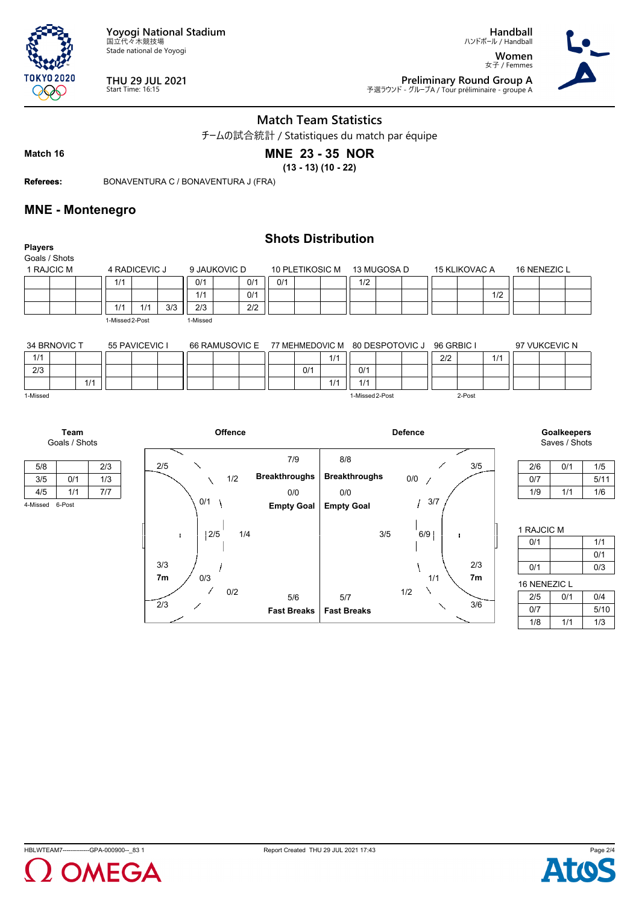Yoyogi National Stadium
国立代々木競技場
Stade national de Yoyogi

THU 29 JUL 2021
Start Time: 16:15

Handball
ハンドボール / Handball

Women
女子 / Femmes

Preliminary Round Group A
予選ラウンド - グループA / Tour préliminaire - groupe A

# Match Team Statistics

チームの試合統計 / Statistiques du match par équipe

**Match 16**

**MNE 23 - 35 NOR**

**(13 - 13) (10 - 22)**

**Referees:** BONAVENTURA C / BONAVENTURA J (FRA)

## MNE - Montenegro

### Shots Distribution

**Players**
Goals / Shots

1 RAJCIC M

| | | |
|---|---|---|
| | | |
| | | |
| | | |

4 RADICEVIC J

| | | |
|---|---|---|
| 1/1 | | |
| | | |
| 1/1 | 1/1 | 3/3 |

1-Missed 2-Post

9 JAUKOVIC D

| | | |
|---|---|---|
| 0/1 | | 0/1 |
| 1/1 | | 0/1 |
| 2/3 | | 2/2 |

1-Missed

10 PLETIKOSIC M

| | | |
|---|---|---|
| 0/1 | | |
| | | |
| | | |

13 MUGOSA D

| | | |
|---|---|---|
| 1/2 | | |
| | | |
| | | |

15 KLIKOVAC A

| | | |
|---|---|---|
| | | |
| | | 1/2 |
| | | |

16 NENEZIC L

| | | |
|---|---|---|
| | | |
| | | |
| | | |

34 BRNOVIC T

| | | |
|---|---|---|
| 1/1 | | |
| 2/3 | | |
| | | 1/1 |

1-Missed

55 PAVICEVIC I

| | | |
|---|---|---|
| | | |
| | | |
| | | |

66 RAMUSOVIC E

| | | |
|---|---|---|
| | | |
| | | |
| | | |

77 MEHMEDOVIC M

| | | |
|---|---|---|
| | | 1/1 |
| | 0/1 | |
| | | 1/1 |

80 DESPOTOVIC J

| | | |
|---|---|---|
| | | |
| 0/1 | | |
| 1/1 | | |

1-Missed 2-Post

96 GRBIC I

| | | |
|---|---|---|
| 2/2 | | 1/1 |
| | | |
| | | |

2-Post

97 VUKCEVIC N

| | | |
|---|---|---|
| | | |
| | | |
| | | |

**Team**
Goals / Shots

| | | |
|---|---|---|
| 5/8 | | 2/3 |
| 3/5 | 0/1 | 1/3 |
| 4/5 | 1/1 | 7/7 |

4-Missed 6-Post

**Offence**

- 2/5
- 1/2
- 0/1
- 2/5
- 1/4
- 3/3 7m
- 0/3
- 0/2
- 2/3
- Breakthroughs: 7/9
- Empty Goal: 0/0
- Fast Breaks: 5/6

**Defence**

- Breakthroughs: 8/8
- Empty Goal: 0/0
- Fast Breaks: 5/7
- 3/5
- 0/0
- 3/7
- 3/5
- 6/9
- 2/3 7m
- 1/1
- 1/2
- 3/6

**Goalkeepers**
Saves / Shots

| | | |
|---|---|---|
| 2/6 | 0/1 | 1/5 |
| 0/7 | | 5/11 |
| 1/9 | 1/1 | 1/6 |

1 RAJCIC M

| | | |
|---|---|---|
| 0/1 | | 1/1 |
| | | 0/1 |
| 0/1 | | 0/3 |

16 NENEZIC L

| | | |
|---|---|---|
| 2/5 | 0/1 | 0/4 |
| 0/7 | | 5/10 |
| 1/8 | 1/1 | 1/3 |

HBLWTEAM7-------------GPA-000900--_83 1

Report Created THU 29 JUL 2021 17:43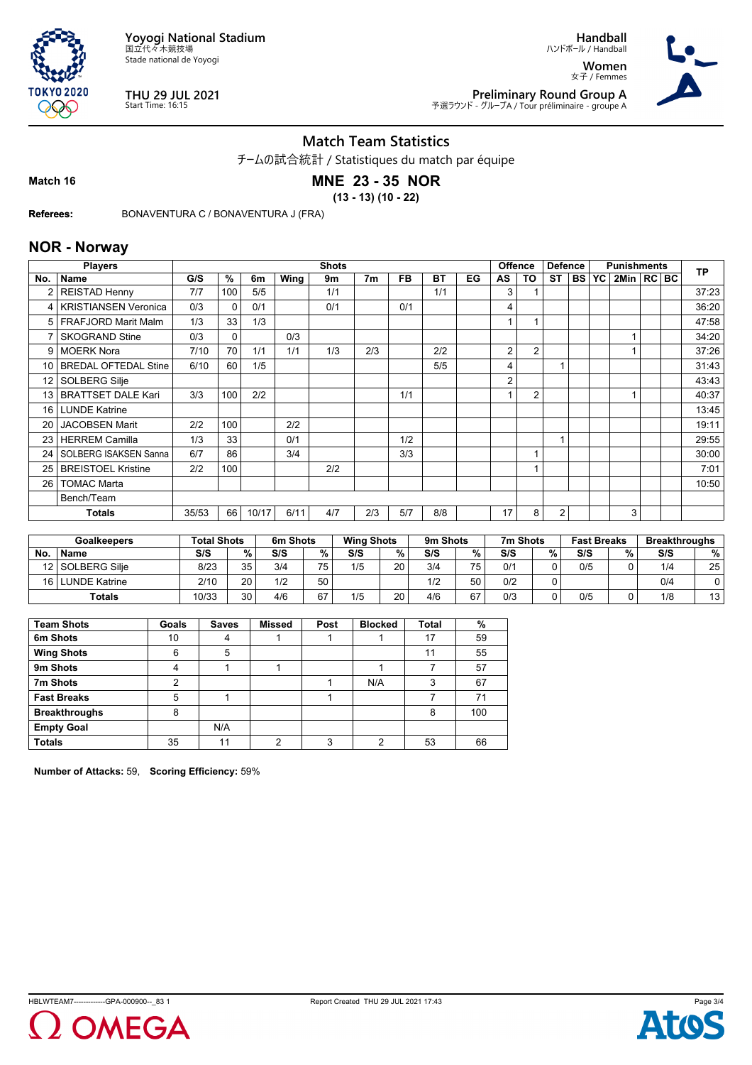Yoyogi National Stadium
国立代々木競技場
Stade national de Yoyogi

THU 29 JUL 2021
Start Time: 16:15

Handball
ハンドボール / Handball
Women
女子 / Femmes

Preliminary Round Group A
予選ラウンド - グループA / Tour préliminaire - groupe A

## Match Team Statistics

チームの試合統計 / Statistiques du match par équipe

**Match 16**

**MNE 23 - 35 NOR**

**(13 - 13) (10 - 22)**

**Referees:** BONAVENTURA C / BONAVENTURA J (FRA)

## NOR - Norway

| Players | | Shots | | | | | | | | | Offence | | Defence | | Punishments | | | | TP |
|---|---|---|---|---|---|---|---|---|---|---|---|---|---|---|---|---|---|---|---|
| No. | Name | G/S | % | 6m | Wing | 9m | 7m | FB | BT | EG | AS | TO | ST | BS | YC | 2Min | RC | BC | |
| 2 | REISTAD Henny | 7/7 | 100 | 5/5 | | 1/1 | | | 1/1 | | 3 | 1 | | | | | | | 37:23 |
| 4 | KRISTIANSEN Veronica | 0/3 | 0 | 0/1 | | 0/1 | | 0/1 | | | 4 | | | | | | | | 36:20 |
| 5 | FRAFJORD Marit Malm | 1/3 | 33 | 1/3 | | | | | | | 1 | 1 | | | | | | | 47:58 |
| 7 | SKOGRAND Stine | 0/3 | 0 | | 0/3 | | | | | | | | | | | 1 | | | 34:20 |
| 9 | MOERK Nora | 7/10 | 70 | 1/1 | 1/1 | 1/3 | 2/3 | | 2/2 | | 2 | 2 | | | | 1 | | | 37:26 |
| 10 | BREDAL OFTEDAL Stine | 6/10 | 60 | 1/5 | | | | | 5/5 | | 4 | | 1 | | | | | | 31:43 |
| 12 | SOLBERG Silje | | | | | | | | | | 2 | | | | | | | | 43:43 |
| 13 | BRATTSET DALE Kari | 3/3 | 100 | 2/2 | | | | 1/1 | | | 1 | 2 | | | | 1 | | | 40:37 |
| 16 | LUNDE Katrine | | | | | | | | | | | | | | | | | | 13:45 |
| 20 | JACOBSEN Marit | 2/2 | 100 | | 2/2 | | | | | | | | | | | | | | 19:11 |
| 23 | HERREM Camilla | 1/3 | 33 | | 0/1 | | | 1/2 | | | | | 1 | | | | | | 29:55 |
| 24 | SOLBERG ISAKSEN Sanna | 6/7 | 86 | | 3/4 | | | 3/3 | | | | 1 | | | | | | | 30:00 |
| 25 | BREISTOEL Kristine | 2/2 | 100 | | | 2/2 | | | | | | 1 | | | | | | | 7:01 |
| 26 | TOMAC Marta | | | | | | | | | | | | | | | | | | 10:50 |
| | Bench/Team | | | | | | | | | | | | | | | | | | |
| | **Totals** | 35/53 | 66 | 10/17 | 6/11 | 4/7 | 2/3 | 5/7 | 8/8 | | 17 | 8 | 2 | | | 3 | | | |

| Goalkeepers | | Total Shots | | 6m Shots | | Wing Shots | | 9m Shots | | 7m Shots | | Fast Breaks | | Breakthroughs | |
|---|---|---|---|---|---|---|---|---|---|---|---|---|---|---|---|
| No. | Name | S/S | % | S/S | % | S/S | % | S/S | % | S/S | % | S/S | % | S/S | % |
| 12 | SOLBERG Silje | 8/23 | 35 | 3/4 | 75 | 1/5 | 20 | 3/4 | 75 | 0/1 | 0 | 0/5 | 0 | 1/4 | 25 |
| 16 | LUNDE Katrine | 2/10 | 20 | 1/2 | 50 | | | 1/2 | 50 | 0/2 | 0 | | | 0/4 | 0 |
| | **Totals** | 10/33 | 30 | 4/6 | 67 | 1/5 | 20 | 4/6 | 67 | 0/3 | 0 | 0/5 | 0 | 1/8 | 13 |

| Team Shots | Goals | Saves | Missed | Post | Blocked | Total | % |
|---|---|---|---|---|---|---|---|
| **6m Shots** | 10 | 4 | 1 | 1 | 1 | 17 | 59 |
| **Wing Shots** | 6 | 5 | | | | 11 | 55 |
| **9m Shots** | 4 | 1 | 1 | | 1 | 7 | 57 |
| **7m Shots** | 2 | | | 1 | N/A | 3 | 67 |
| **Fast Breaks** | 5 | 1 | | 1 | | 7 | 71 |
| **Breakthroughs** | 8 | | | | | 8 | 100 |
| **Empty Goal** | | N/A | | | | | |
| **Totals** | 35 | 11 | 2 | 3 | 2 | 53 | 66 |

**Number of Attacks:** 59, **Scoring Efficiency:** 59%

HBLWTEAM7-------------GPA-000900--_83 1 Report Created THU 29 JUL 2021 17:43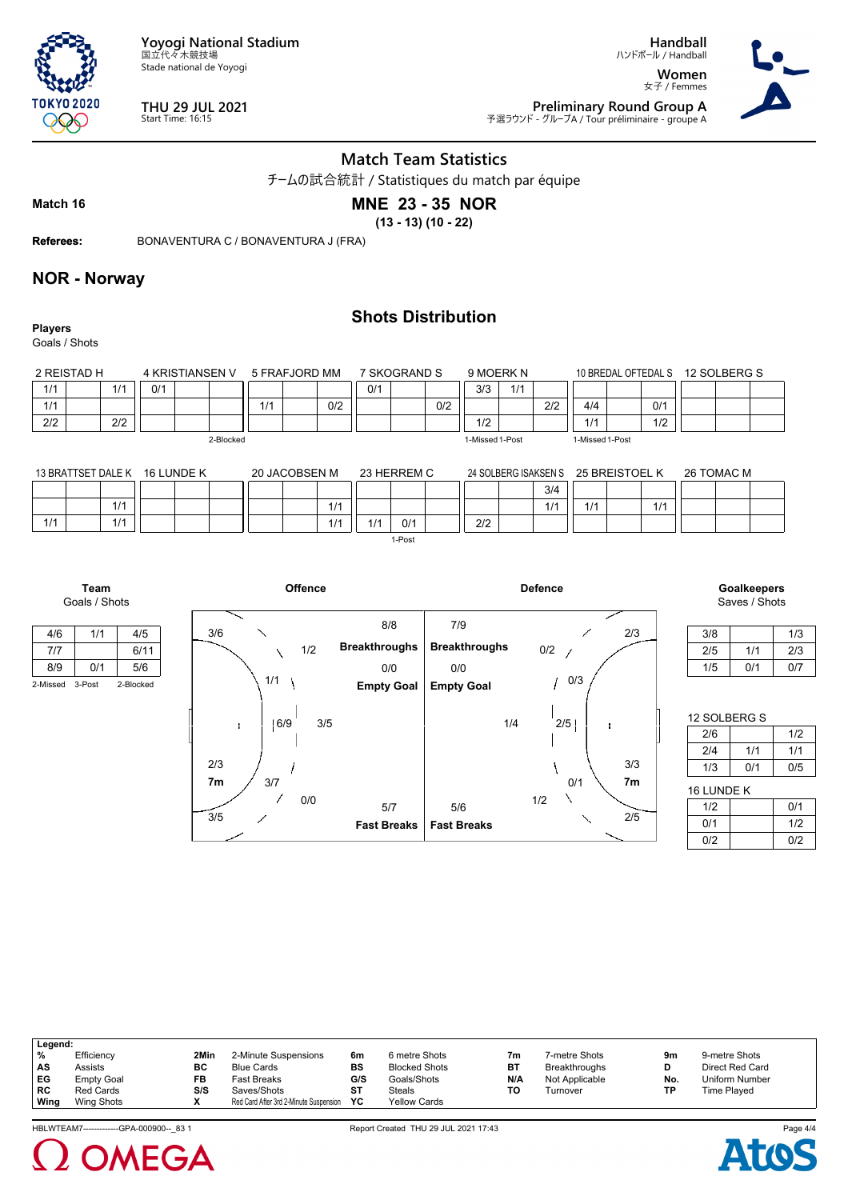Yoyogi National Stadium
国立代々木競技場
Stade national de Yoyogi

THU 29 JUL 2021
Start Time: 16:15

Handball
ハンドボール / Handball
Women
女子 / Femmes
Preliminary Round Group A
予選ラウンド - グループA / Tour préliminaire - groupe A

# Match Team Statistics

チームの試合統計 / Statistiques du match par équipe

**Match 16**

**MNE 23 - 35 NOR**

**(13 - 13) (10 - 22)**

**Referees:** BONAVENTURA C / BONAVENTURA J (FRA)

## NOR - Norway

### Shots Distribution

**Players**
Goals / Shots

2 REISTAD H

| | | |
|---|---|---|
| 1/1 | | 1/1 |
| 1/1 | | |
| 2/2 | | 2/2 |

4 KRISTIANSEN V

| | | |
|---|---|---|
| 0/1 | | |
| | | |
| | | |

2-Blocked

5 FRAFJORD MM

| | | |
|---|---|---|
| | | |
| 1/1 | | 0/2 |
| | | |

7 SKOGRAND S

| | | |
|---|---|---|
| 0/1 | | |
| | | 0/2 |
| | | |

9 MOERK N

| | | |
|---|---|---|
| 3/3 | 1/1 | |
| | | 2/2 |
| 1/2 | | |

1-Missed 1-Post

10 BREDAL OFTEDAL S

| | | |
|---|---|---|
| | | |
| 4/4 | | 0/1 |
| 1/1 | | 1/2 |

1-Missed 1-Post

12 SOLBERG S

| | | |
|---|---|---|
| | | |
| | | |
| | | |

13 BRATTSET DALE K

| | | |
|---|---|---|
| | | |
| | | 1/1 |
| 1/1 | | 1/1 |

16 LUNDE K

| | | |
|---|---|---|
| | | |
| | | |
| | | |

20 JACOBSEN M

| | | |
|---|---|---|
| | | |
| | | 1/1 |
| | | 1/1 |

23 HERREM C

| | | |
|---|---|---|
| | | |
| | | |
| 1/1 | 0/1 | |

1-Post

24 SOLBERG ISAKSEN S

| | | |
|---|---|---|
| | | 3/4 |
| | | 1/1 |
| 2/2 | | |

25 BREISTOEL K

| | | |
|---|---|---|
| | | |
| 1/1 | | 1/1 |
| | | |

26 TOMAC M

| | | |
|---|---|---|
| | | |
| | | |
| | | |

**Team**
Goals / Shots

| | | |
|---|---|---|
| 4/6 | 1/1 | 4/5 |
| 7/7 | | 6/11 |
| 8/9 | 0/1 | 5/6 |

2-Missed 3-Post 2-Blocked

**Offence**

3/6
1/2
1/1
6/9
3/5
2/3
7m
3/7
0/0
3/5
8/8
**Breakthroughs**
0/0
**Empty Goal**
5/7
**Fast Breaks**

**Defence**

7/9
**Breakthroughs**
0/0
**Empty Goal**
5/6
**Fast Breaks**
0/2
2/3
0/3
1/4
2/5
3/3
7m
0/1
1/2
2/5

**Goalkeepers**
Saves / Shots

| | | |
|---|---|---|
| 3/8 | | 1/3 |
| 2/5 | 1/1 | 2/3 |
| 1/5 | 0/1 | 0/7 |

12 SOLBERG S

| | | |
|---|---|---|
| 2/6 | | 1/2 |
| 2/4 | 1/1 | 1/1 |
| 1/3 | 0/1 | 0/5 |

16 LUNDE K

| | | |
|---|---|---|
| 1/2 | | 0/1 |
| 0/1 | | 1/2 |
| 0/2 | | 0/2 |

**Legend:**

| | | | | | | | | | |
|---|---|---|---|---|---|---|---|---|---|
| % | Efficiency | 2Min | 2-Minute Suspensions | 6m | 6 metre Shots | 7m | 7-metre Shots | 9m | 9-metre Shots |
| AS | Assists | BC | Blue Cards | BS | Blocked Shots | BT | Breakthroughs | D | Direct Red Card |
| EG | Empty Goal | FB | Fast Breaks | G/S | Goals/Shots | N/A | Not Applicable | No. | Uniform Number |
| RC | Red Cards | S/S | Saves/Shots | ST | Steals | TO | Turnover | TP | Time Played |
| Wing | Wing Shots | X | Red Card After 3rd 2-Minute Suspension | YC | Yellow Cards | | | | |

HBLWTEAM7-------------GPA-000900--_83 1 Report Created THU 29 JUL 2021 17:43